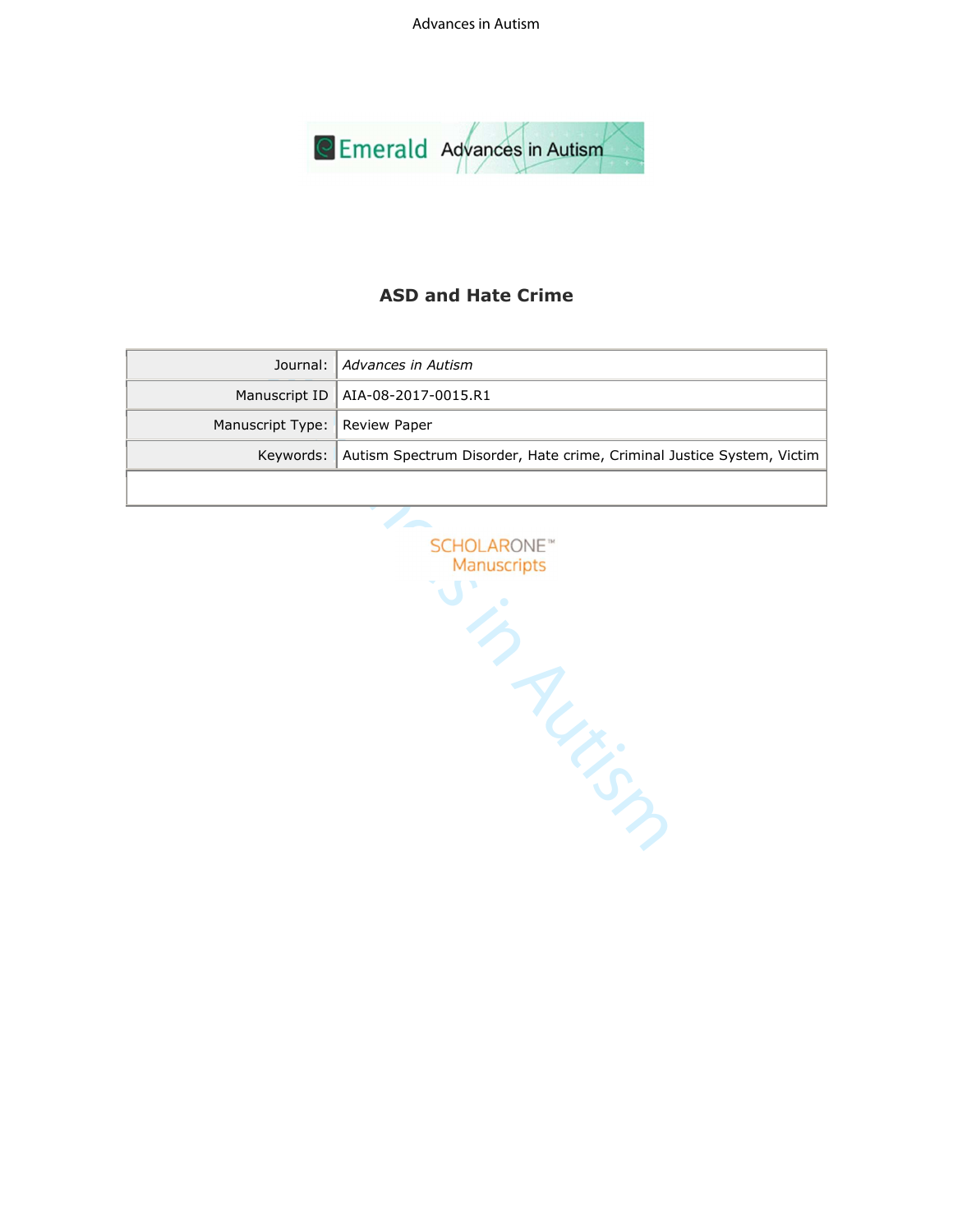# ASD and Hate Crime

| | |
|---|---|
| Journal: | *Advances in Autism* |
| Manuscript ID | AIA-08-2017-0015.R1 |
| Manuscript Type: | Review Paper |
| Keywords: | Autism Spectrum Disorder, Hate crime, Criminal Justice System, Victim |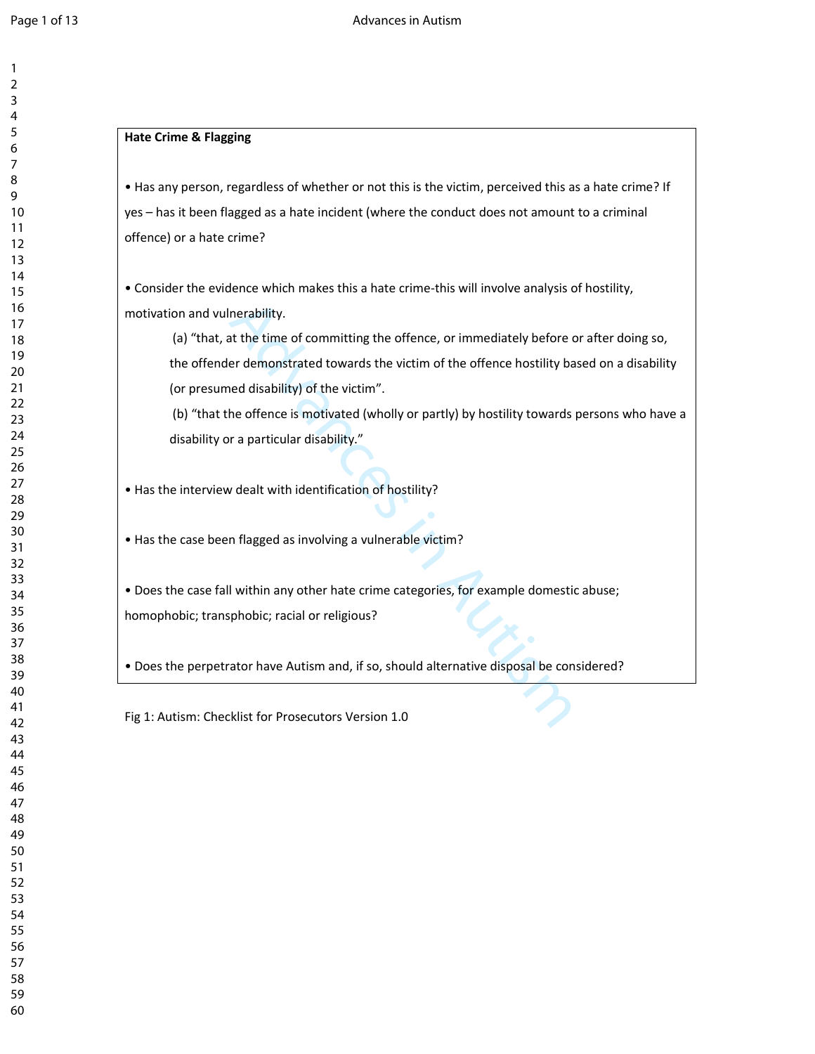**Hate Crime & Flagging**

- Has any person, regardless of whether or not this is the victim, perceived this as a hate crime? If yes – has it been flagged as a hate incident (where the conduct does not amount to a criminal offence) or a hate crime?

- Consider the evidence which makes this a hate crime-this will involve analysis of hostility, motivation and vulnerability.

  (a) "that, at the time of committing the offence, or immediately before or after doing so, the offender demonstrated towards the victim of the offence hostility based on a disability (or presumed disability) of the victim".

  (b) "that the offence is motivated (wholly or partly) by hostility towards persons who have a disability or a particular disability."

- Has the interview dealt with identification of hostility?

- Has the case been flagged as involving a vulnerable victim?

- Does the case fall within any other hate crime categories, for example domestic abuse; homophobic; transphobic; racial or religious?

- Does the perpetrator have Autism and, if so, should alternative disposal be considered?

Fig 1: Autism: Checklist for Prosecutors Version 1.0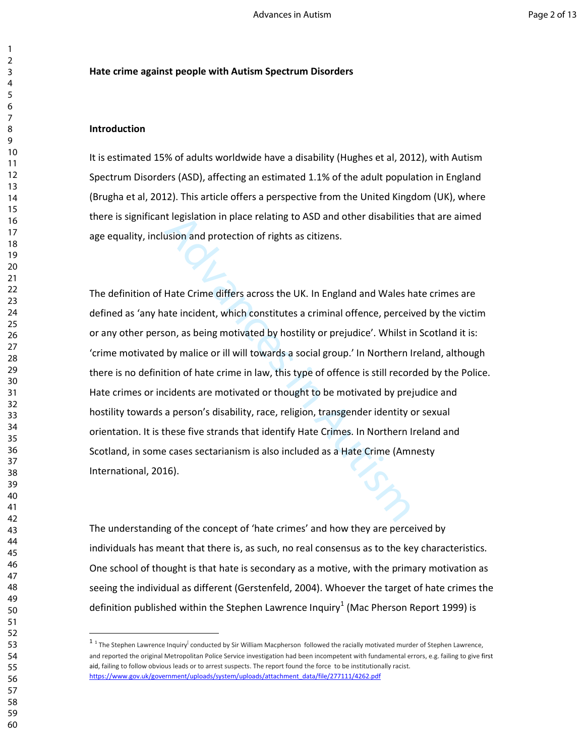**Hate crime against people with Autism Spectrum Disorders**

**Introduction**

It is estimated 15% of adults worldwide have a disability (Hughes et al, 2012), with Autism Spectrum Disorders (ASD), affecting an estimated 1.1% of the adult population in England (Brugha et al, 2012). This article offers a perspective from the United Kingdom (UK), where there is significant legislation in place relating to ASD and other disabilities that are aimed age equality, inclusion and protection of rights as citizens.

The definition of Hate Crime differs across the UK. In England and Wales hate crimes are defined as 'any hate incident, which constitutes a criminal offence, perceived by the victim or any other person, as being motivated by hostility or prejudice'. Whilst in Scotland it is: 'crime motivated by malice or ill will towards a social group.' In Northern Ireland, although there is no definition of hate crime in law, this type of offence is still recorded by the Police. Hate crimes or incidents are motivated or thought to be motivated by prejudice and hostility towards a person's disability, race, religion, transgender identity or sexual orientation. It is these five strands that identify Hate Crimes. In Northern Ireland and Scotland, in some cases sectarianism is also included as a Hate Crime (Amnesty International, 2016).

The understanding of the concept of 'hate crimes' and how they are perceived by individuals has meant that there is, as such, no real consensus as to the key characteristics. One school of thought is that hate is secondary as a motive, with the primary motivation as seeing the individual as different (Gerstenfeld, 2004). Whoever the target of hate crimes the definition published within the Stephen Lawrence Inquiry[1] (Mac Pherson Report 1999) is

---

[1] [1] The Stephen Lawrence Inquiry[i] conducted by Sir William Macpherson followed the racially motivated murder of Stephen Lawrence, and reported the original Metropolitan Police Service investigation had been incompetent with fundamental errors, e.g. failing to give first aid, failing to follow obvious leads or to arrest suspects. The report found the force to be institutionally racist. https://www.gov.uk/government/uploads/system/uploads/attachment_data/file/277111/4262.pdf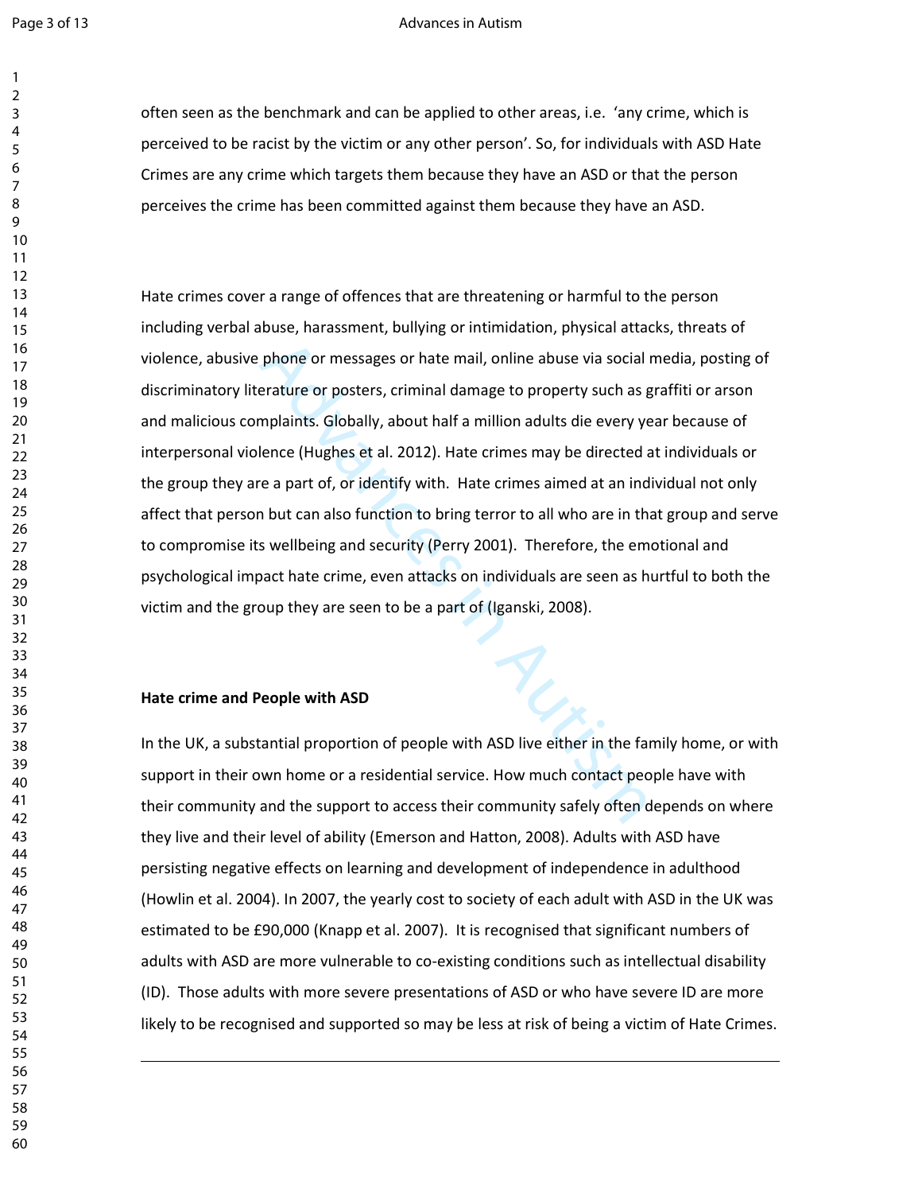often seen as the benchmark and can be applied to other areas, i.e. 'any crime, which is perceived to be racist by the victim or any other person'. So, for individuals with ASD Hate Crimes are any crime which targets them because they have an ASD or that the person perceives the crime has been committed against them because they have an ASD.

Hate crimes cover a range of offences that are threatening or harmful to the person including verbal abuse, harassment, bullying or intimidation, physical attacks, threats of violence, abusive phone or messages or hate mail, online abuse via social media, posting of discriminatory literature or posters, criminal damage to property such as graffiti or arson and malicious complaints. Globally, about half a million adults die every year because of interpersonal violence (Hughes et al. 2012). Hate crimes may be directed at individuals or the group they are a part of, or identify with. Hate crimes aimed at an individual not only affect that person but can also function to bring terror to all who are in that group and serve to compromise its wellbeing and security (Perry 2001). Therefore, the emotional and psychological impact hate crime, even attacks on individuals are seen as hurtful to both the victim and the group they are seen to be a part of (Iganski, 2008).

**Hate crime and People with ASD**

In the UK, a substantial proportion of people with ASD live either in the family home, or with support in their own home or a residential service. How much contact people have with their community and the support to access their community safely often depends on where they live and their level of ability (Emerson and Hatton, 2008). Adults with ASD have persisting negative effects on learning and development of independence in adulthood (Howlin et al. 2004). In 2007, the yearly cost to society of each adult with ASD in the UK was estimated to be £90,000 (Knapp et al. 2007). It is recognised that significant numbers of adults with ASD are more vulnerable to co-existing conditions such as intellectual disability (ID). Those adults with more severe presentations of ASD or who have severe ID are more likely to be recognised and supported so may be less at risk of being a victim of Hate Crimes.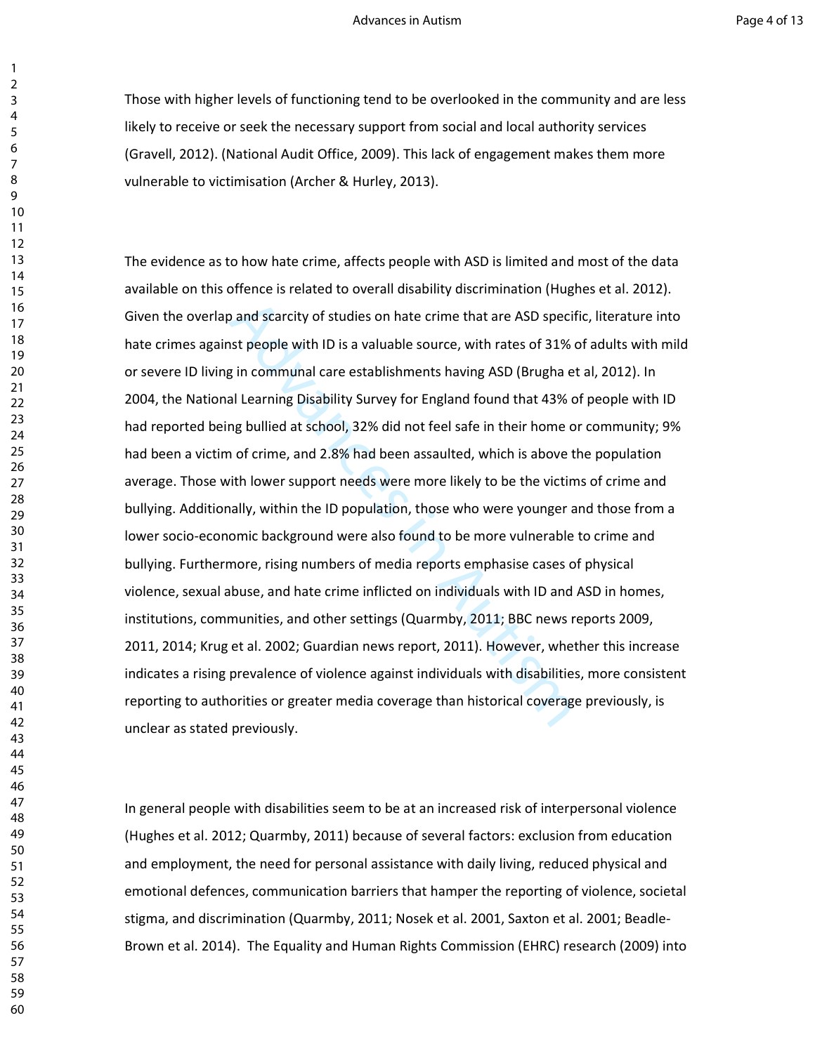Those with higher levels of functioning tend to be overlooked in the community and are less likely to receive or seek the necessary support from social and local authority services (Gravell, 2012). (National Audit Office, 2009). This lack of engagement makes them more vulnerable to victimisation (Archer & Hurley, 2013).

The evidence as to how hate crime, affects people with ASD is limited and most of the data available on this offence is related to overall disability discrimination (Hughes et al. 2012). Given the overlap and scarcity of studies on hate crime that are ASD specific, literature into hate crimes against people with ID is a valuable source, with rates of 31% of adults with mild or severe ID living in communal care establishments having ASD (Brugha et al, 2012). In 2004, the National Learning Disability Survey for England found that 43% of people with ID had reported being bullied at school, 32% did not feel safe in their home or community; 9% had been a victim of crime, and 2.8% had been assaulted, which is above the population average. Those with lower support needs were more likely to be the victims of crime and bullying. Additionally, within the ID population, those who were younger and those from a lower socio-economic background were also found to be more vulnerable to crime and bullying. Furthermore, rising numbers of media reports emphasise cases of physical violence, sexual abuse, and hate crime inflicted on individuals with ID and ASD in homes, institutions, communities, and other settings (Quarmby, 2011; BBC news reports 2009, 2011, 2014; Krug et al. 2002; Guardian news report, 2011). However, whether this increase indicates a rising prevalence of violence against individuals with disabilities, more consistent reporting to authorities or greater media coverage than historical coverage previously, is unclear as stated previously.

In general people with disabilities seem to be at an increased risk of interpersonal violence (Hughes et al. 2012; Quarmby, 2011) because of several factors: exclusion from education and employment, the need for personal assistance with daily living, reduced physical and emotional defences, communication barriers that hamper the reporting of violence, societal stigma, and discrimination (Quarmby, 2011; Nosek et al. 2001, Saxton et al. 2001; Beadle-Brown et al. 2014). The Equality and Human Rights Commission (EHRC) research (2009) into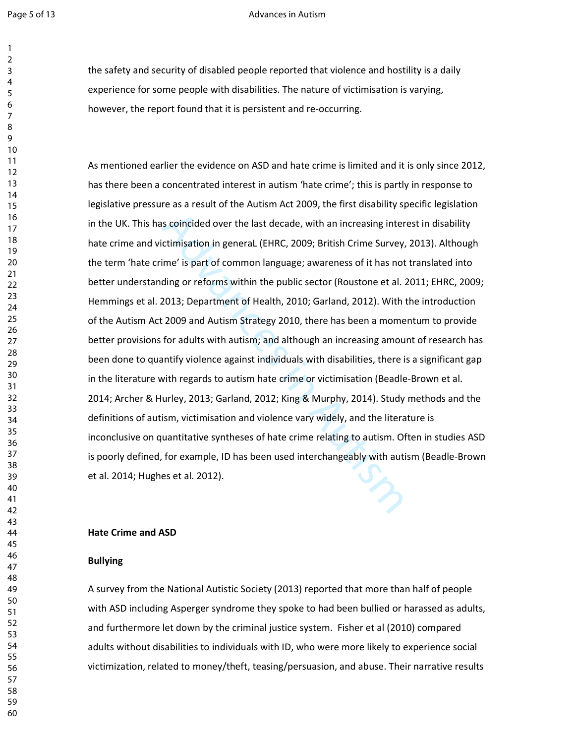the safety and security of disabled people reported that violence and hostility is a daily experience for some people with disabilities. The nature of victimisation is varying, however, the report found that it is persistent and re-occurring.

As mentioned earlier the evidence on ASD and hate crime is limited and it is only since 2012, has there been a concentrated interest in autism 'hate crime'; this is partly in response to legislative pressure as a result of the Autism Act 2009, the first disability specific legislation in the UK. This has coincided over the last decade, with an increasing interest in disability hate crime and victimisation in generaL (EHRC, 2009; British Crime Survey, 2013). Although the term 'hate crime' is part of common language; awareness of it has not translated into better understanding or reforms within the public sector (Roustone et al. 2011; EHRC, 2009; Hemmings et al. 2013; Department of Health, 2010; Garland, 2012). With the introduction of the Autism Act 2009 and Autism Strategy 2010, there has been a momentum to provide better provisions for adults with autism; and although an increasing amount of research has been done to quantify violence against individuals with disabilities, there is a significant gap in the literature with regards to autism hate crime or victimisation (Beadle-Brown et al. 2014; Archer & Hurley, 2013; Garland, 2012; King & Murphy, 2014). Study methods and the definitions of autism, victimisation and violence vary widely, and the literature is inconclusive on quantitative syntheses of hate crime relating to autism. Often in studies ASD is poorly defined, for example, ID has been used interchangeably with autism (Beadle-Brown et al. 2014; Hughes et al. 2012).

## Hate Crime and ASD

### Bullying

A survey from the National Autistic Society (2013) reported that more than half of people with ASD including Asperger syndrome they spoke to had been bullied or harassed as adults, and furthermore let down by the criminal justice system. Fisher et al (2010) compared adults without disabilities to individuals with ID, who were more likely to experience social victimization, related to money/theft, teasing/persuasion, and abuse. Their narrative results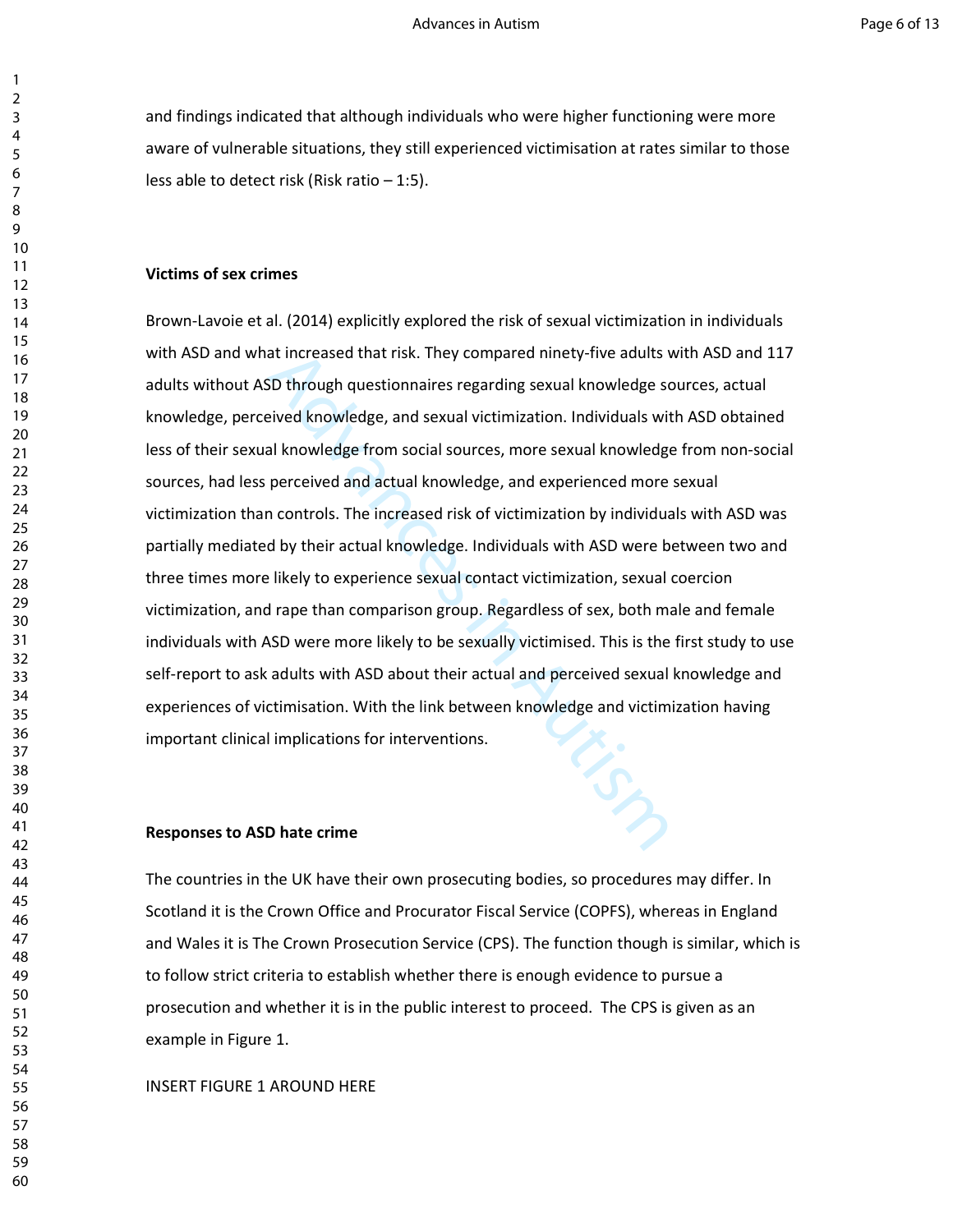and findings indicated that although individuals who were higher functioning were more aware of vulnerable situations, they still experienced victimisation at rates similar to those less able to detect risk (Risk ratio – 1:5).

**Victims of sex crimes**

Brown-Lavoie et al. (2014) explicitly explored the risk of sexual victimization in individuals with ASD and what increased that risk. They compared ninety-five adults with ASD and 117 adults without ASD through questionnaires regarding sexual knowledge sources, actual knowledge, perceived knowledge, and sexual victimization. Individuals with ASD obtained less of their sexual knowledge from social sources, more sexual knowledge from non-social sources, had less perceived and actual knowledge, and experienced more sexual victimization than controls. The increased risk of victimization by individuals with ASD was partially mediated by their actual knowledge. Individuals with ASD were between two and three times more likely to experience sexual contact victimization, sexual coercion victimization, and rape than comparison group. Regardless of sex, both male and female individuals with ASD were more likely to be sexually victimised. This is the first study to use self-report to ask adults with ASD about their actual and perceived sexual knowledge and experiences of victimisation. With the link between knowledge and victimization having important clinical implications for interventions.

**Responses to ASD hate crime**

The countries in the UK have their own prosecuting bodies, so procedures may differ. In Scotland it is the Crown Office and Procurator Fiscal Service (COPFS), whereas in England and Wales it is The Crown Prosecution Service (CPS). The function though is similar, which is to follow strict criteria to establish whether there is enough evidence to pursue a prosecution and whether it is in the public interest to proceed. The CPS is given as an example in Figure 1.

INSERT FIGURE 1 AROUND HERE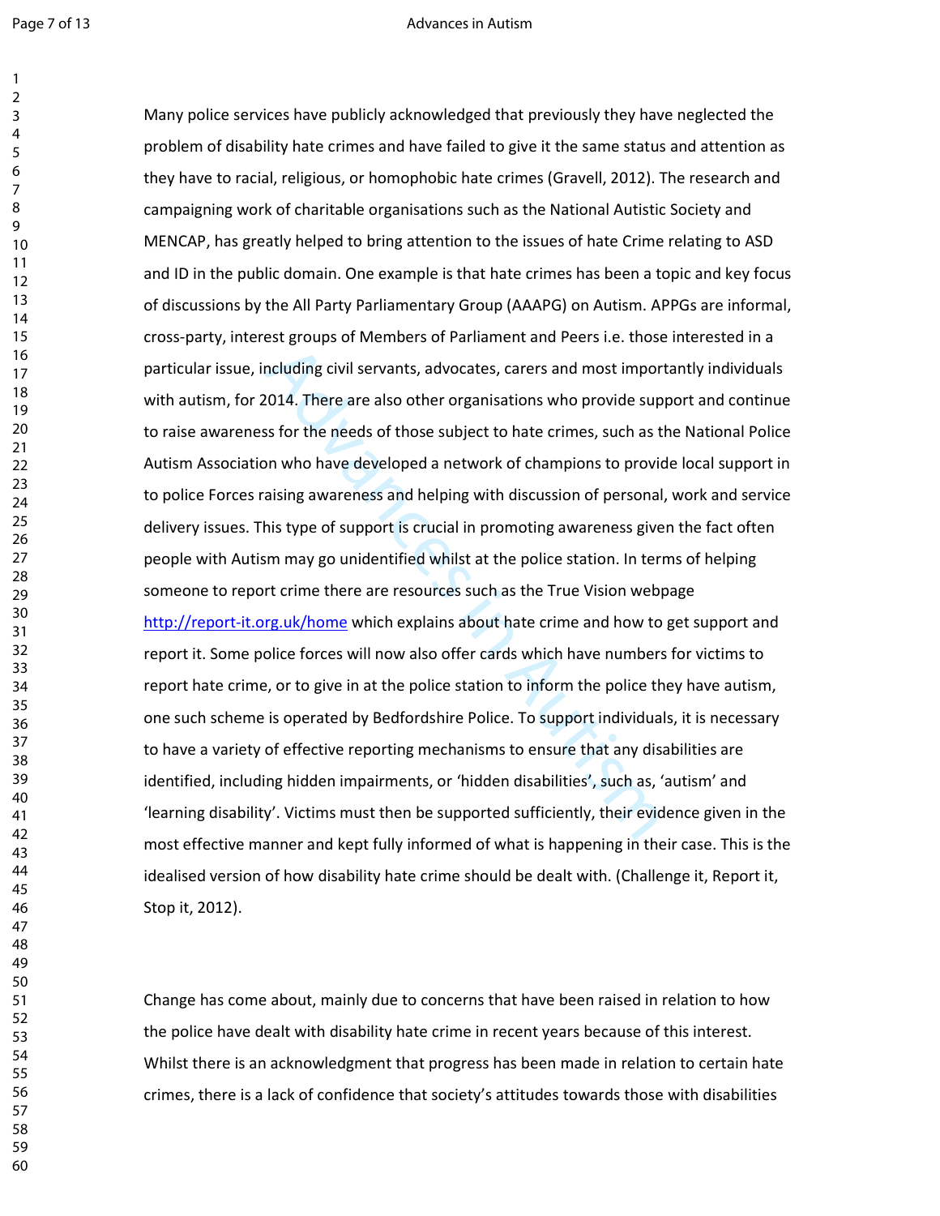Many police services have publicly acknowledged that previously they have neglected the problem of disability hate crimes and have failed to give it the same status and attention as they have to racial, religious, or homophobic hate crimes (Gravell, 2012). The research and campaigning work of charitable organisations such as the National Autistic Society and MENCAP, has greatly helped to bring attention to the issues of hate Crime relating to ASD and ID in the public domain. One example is that hate crimes has been a topic and key focus of discussions by the All Party Parliamentary Group (AAAPG) on Autism. APPGs are informal, cross-party, interest groups of Members of Parliament and Peers i.e. those interested in a particular issue, including civil servants, advocates, carers and most importantly individuals with autism, for 2014. There are also other organisations who provide support and continue to raise awareness for the needs of those subject to hate crimes, such as the National Police Autism Association who have developed a network of champions to provide local support in to police Forces raising awareness and helping with discussion of personal, work and service delivery issues. This type of support is crucial in promoting awareness given the fact often people with Autism may go unidentified whilst at the police station. In terms of helping someone to report crime there are resources such as the True Vision webpage http://report-it.org.uk/home which explains about hate crime and how to get support and report it. Some police forces will now also offer cards which have numbers for victims to report hate crime, or to give in at the police station to inform the police they have autism, one such scheme is operated by Bedfordshire Police. To support individuals, it is necessary to have a variety of effective reporting mechanisms to ensure that any disabilities are identified, including hidden impairments, or 'hidden disabilities', such as, 'autism' and 'learning disability'. Victims must then be supported sufficiently, their evidence given in the most effective manner and kept fully informed of what is happening in their case. This is the idealised version of how disability hate crime should be dealt with. (Challenge it, Report it, Stop it, 2012).

Change has come about, mainly due to concerns that have been raised in relation to how the police have dealt with disability hate crime in recent years because of this interest. Whilst there is an acknowledgment that progress has been made in relation to certain hate crimes, there is a lack of confidence that society's attitudes towards those with disabilities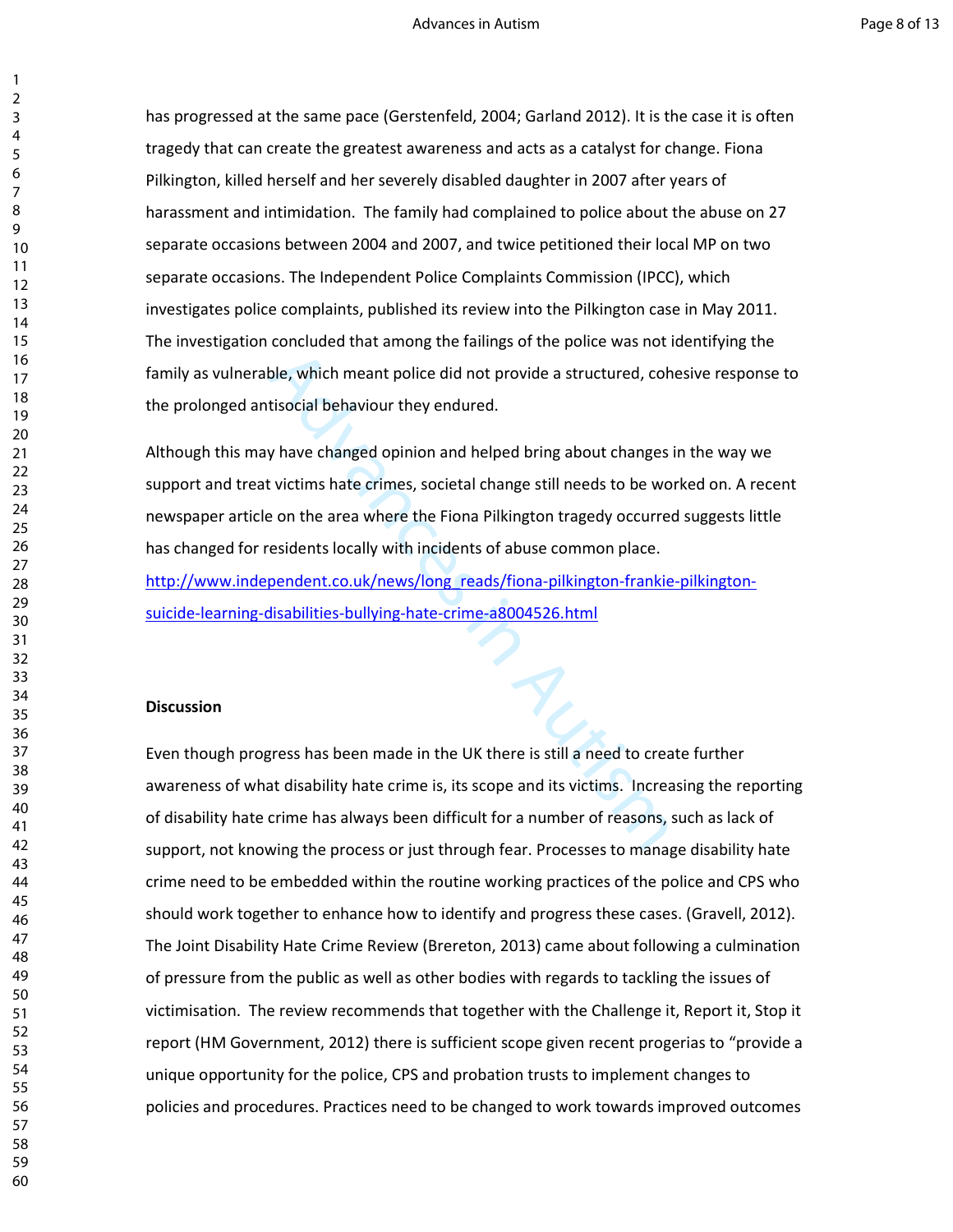has progressed at the same pace (Gerstenfeld, 2004; Garland 2012). It is the case it is often tragedy that can create the greatest awareness and acts as a catalyst for change. Fiona Pilkington, killed herself and her severely disabled daughter in 2007 after years of harassment and intimidation. The family had complained to police about the abuse on 27 separate occasions between 2004 and 2007, and twice petitioned their local MP on two separate occasions. The Independent Police Complaints Commission (IPCC), which investigates police complaints, published its review into the Pilkington case in May 2011. The investigation concluded that among the failings of the police was not identifying the family as vulnerable, which meant police did not provide a structured, cohesive response to the prolonged antisocial behaviour they endured.

Although this may have changed opinion and helped bring about changes in the way we support and treat victims hate crimes, societal change still needs to be worked on. A recent newspaper article on the area where the Fiona Pilkington tragedy occurred suggests little has changed for residents locally with incidents of abuse common place. http://www.independent.co.uk/news/long_reads/fiona-pilkington-frankie-pilkington-suicide-learning-disabilities-bullying-hate-crime-a8004526.html

**Discussion**

Even though progress has been made in the UK there is still a need to create further awareness of what disability hate crime is, its scope and its victims. Increasing the reporting of disability hate crime has always been difficult for a number of reasons, such as lack of support, not knowing the process or just through fear. Processes to manage disability hate crime need to be embedded within the routine working practices of the police and CPS who should work together to enhance how to identify and progress these cases. (Gravell, 2012). The Joint Disability Hate Crime Review (Brereton, 2013) came about following a culmination of pressure from the public as well as other bodies with regards to tackling the issues of victimisation. The review recommends that together with the Challenge it, Report it, Stop it report (HM Government, 2012) there is sufficient scope given recent progerias to "provide a unique opportunity for the police, CPS and probation trusts to implement changes to policies and procedures. Practices need to be changed to work towards improved outcomes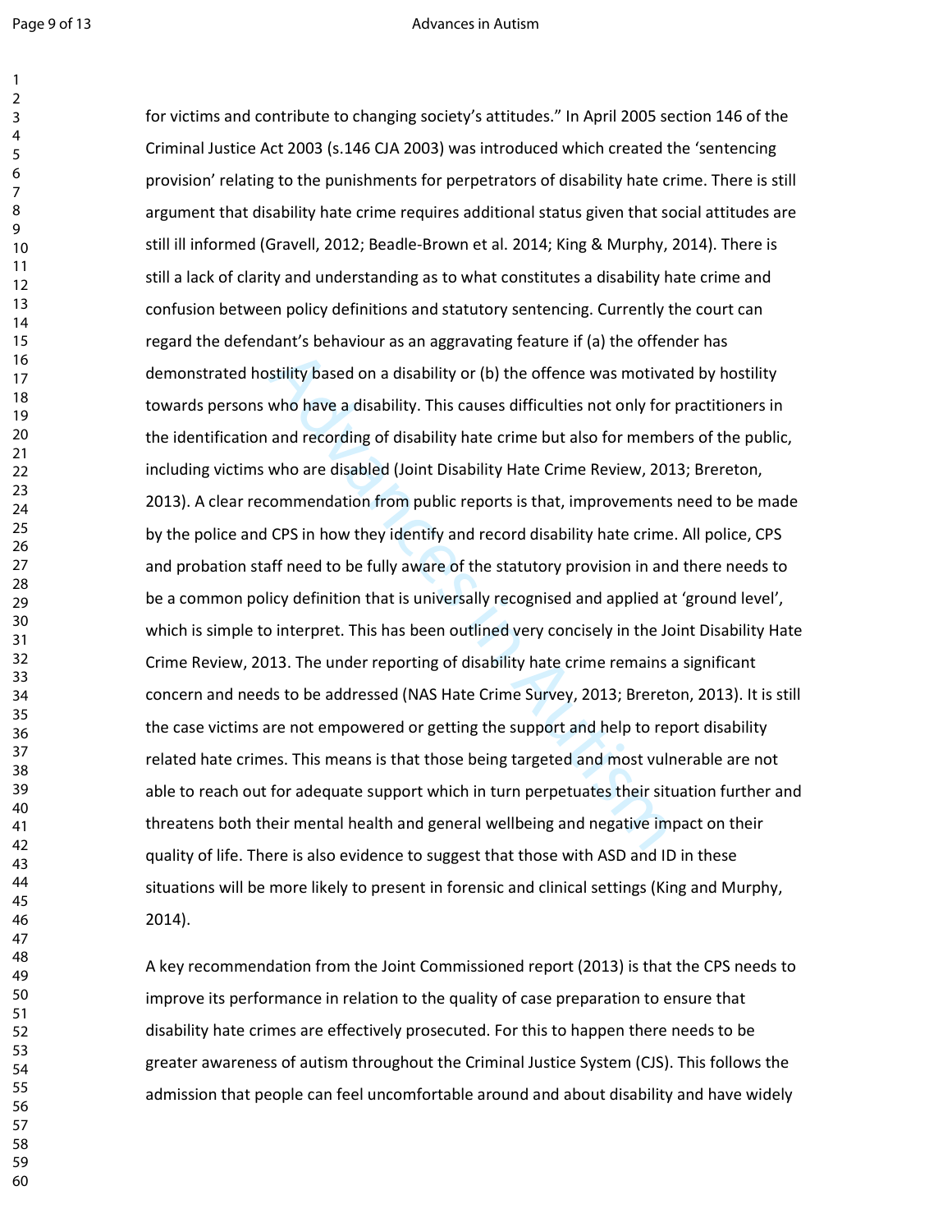for victims and contribute to changing society's attitudes." In April 2005 section 146 of the Criminal Justice Act 2003 (s.146 CJA 2003) was introduced which created the 'sentencing provision' relating to the punishments for perpetrators of disability hate crime. There is still argument that disability hate crime requires additional status given that social attitudes are still ill informed (Gravell, 2012; Beadle-Brown et al. 2014; King & Murphy, 2014). There is still a lack of clarity and understanding as to what constitutes a disability hate crime and confusion between policy definitions and statutory sentencing. Currently the court can regard the defendant's behaviour as an aggravating feature if (a) the offender has demonstrated hostility based on a disability or (b) the offence was motivated by hostility towards persons who have a disability. This causes difficulties not only for practitioners in the identification and recording of disability hate crime but also for members of the public, including victims who are disabled (Joint Disability Hate Crime Review, 2013; Brereton, 2013). A clear recommendation from public reports is that, improvements need to be made by the police and CPS in how they identify and record disability hate crime. All police, CPS and probation staff need to be fully aware of the statutory provision in and there needs to be a common policy definition that is universally recognised and applied at 'ground level', which is simple to interpret. This has been outlined very concisely in the Joint Disability Hate Crime Review, 2013. The under reporting of disability hate crime remains a significant concern and needs to be addressed (NAS Hate Crime Survey, 2013; Brereton, 2013). It is still the case victims are not empowered or getting the support and help to report disability related hate crimes. This means is that those being targeted and most vulnerable are not able to reach out for adequate support which in turn perpetuates their situation further and threatens both their mental health and general wellbeing and negative impact on their quality of life. There is also evidence to suggest that those with ASD and ID in these situations will be more likely to present in forensic and clinical settings (King and Murphy, 2014).

A key recommendation from the Joint Commissioned report (2013) is that the CPS needs to improve its performance in relation to the quality of case preparation to ensure that disability hate crimes are effectively prosecuted. For this to happen there needs to be greater awareness of autism throughout the Criminal Justice System (CJS). This follows the admission that people can feel uncomfortable around and about disability and have widely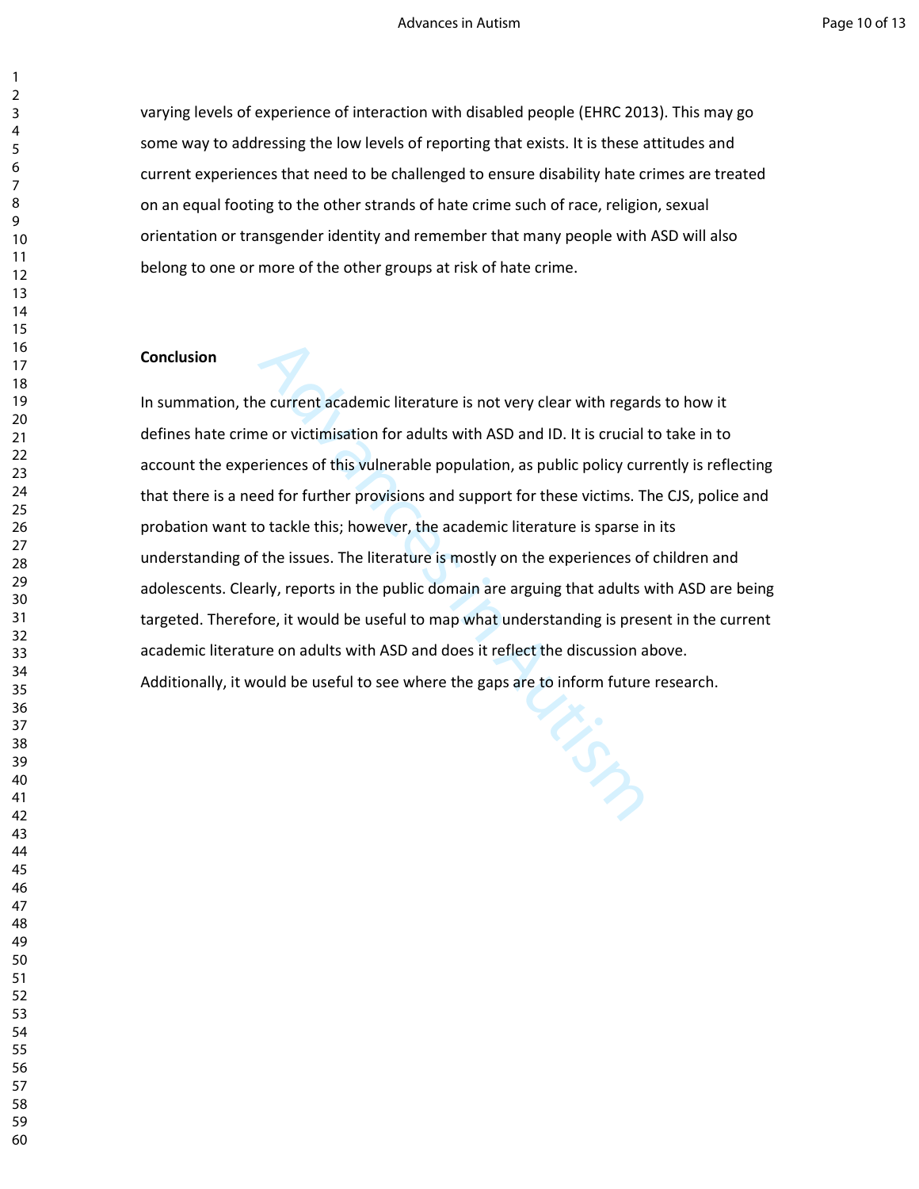varying levels of experience of interaction with disabled people (EHRC 2013). This may go some way to addressing the low levels of reporting that exists. It is these attitudes and current experiences that need to be challenged to ensure disability hate crimes are treated on an equal footing to the other strands of hate crime such of race, religion, sexual orientation or transgender identity and remember that many people with ASD will also belong to one or more of the other groups at risk of hate crime.

**Conclusion**

In summation, the current academic literature is not very clear with regards to how it defines hate crime or victimisation for adults with ASD and ID. It is crucial to take in to account the experiences of this vulnerable population, as public policy currently is reflecting that there is a need for further provisions and support for these victims. The CJS, police and probation want to tackle this; however, the academic literature is sparse in its understanding of the issues. The literature is mostly on the experiences of children and adolescents. Clearly, reports in the public domain are arguing that adults with ASD are being targeted. Therefore, it would be useful to map what understanding is present in the current academic literature on adults with ASD and does it reflect the discussion above. Additionally, it would be useful to see where the gaps are to inform future research.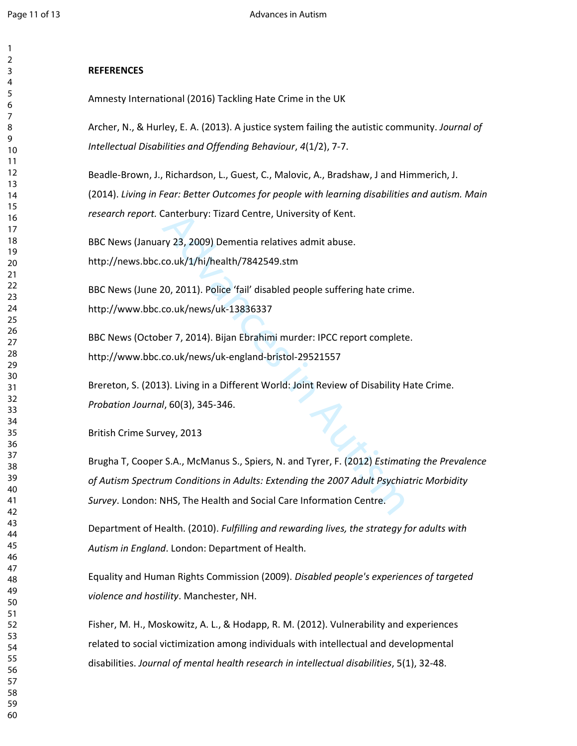**REFERENCES**

Amnesty International (2016) Tackling Hate Crime in the UK

Archer, N., & Hurley, E. A. (2013). A justice system failing the autistic community. *Journal of Intellectual Disabilities and Offending Behaviour*, *4*(1/2), 7-7.

Beadle-Brown, J., Richardson, L., Guest, C., Malovic, A., Bradshaw, J and Himmerich, J. (2014). *Living in Fear: Better Outcomes for people with learning disabilities and autism. Main research report.* Canterbury: Tizard Centre, University of Kent.

BBC News (January 23, 2009) Dementia relatives admit abuse. http://news.bbc.co.uk/1/hi/health/7842549.stm

BBC News (June 20, 2011). Police 'fail' disabled people suffering hate crime. http://www.bbc.co.uk/news/uk-13836337

BBC News (October 7, 2014). Bijan Ebrahimi murder: IPCC report complete. http://www.bbc.co.uk/news/uk-england-bristol-29521557

Brereton, S. (2013). Living in a Different World: Joint Review of Disability Hate Crime. *Probation Journal*, 60(3), 345-346.

British Crime Survey, 2013

Brugha T, Cooper S.A., McManus S., Spiers, N. and Tyrer, F. (2012) *Estimating the Prevalence of Autism Spectrum Conditions in Adults: Extending the 2007 Adult Psychiatric Morbidity Survey*. London: NHS, The Health and Social Care Information Centre.

Department of Health. (2010). *Fulfilling and rewarding lives, the strategy for adults with Autism in England*. London: Department of Health.

Equality and Human Rights Commission (2009). *Disabled people's experiences of targeted violence and hostility*. Manchester, NH.

Fisher, M. H., Moskowitz, A. L., & Hodapp, R. M. (2012). Vulnerability and experiences related to social victimization among individuals with intellectual and developmental disabilities. *Journal of mental health research in intellectual disabilities*, 5(1), 32-48.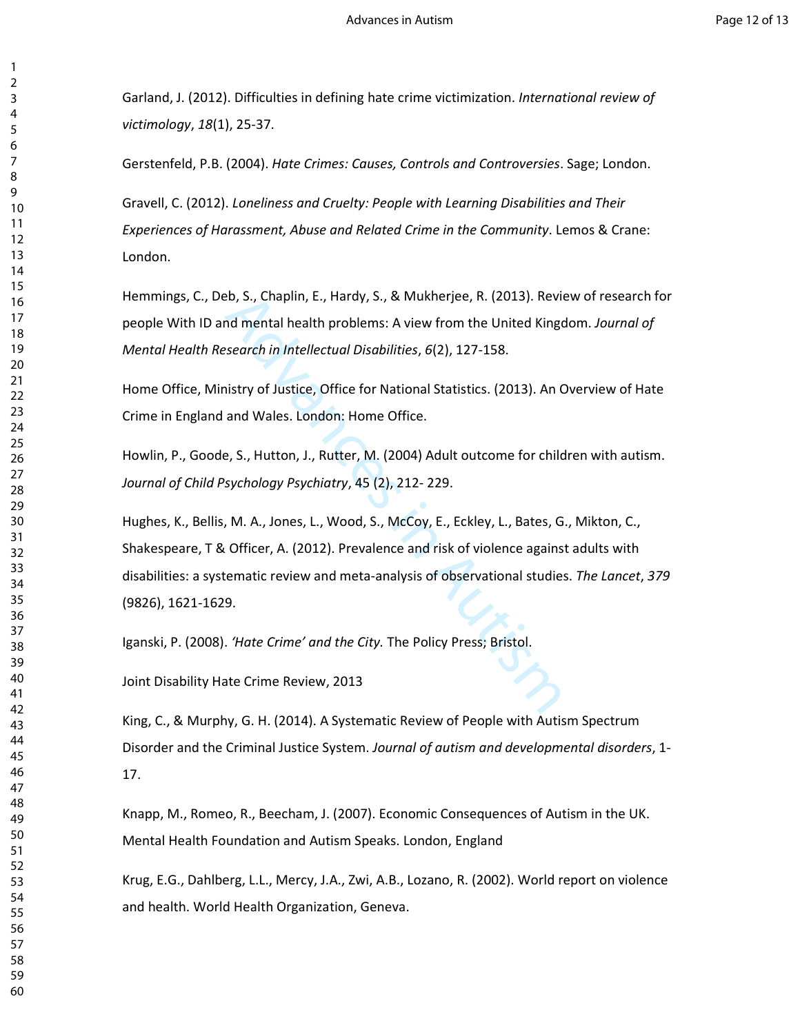Garland, J. (2012). Difficulties in defining hate crime victimization. *International review of victimology*, *18*(1), 25-37.

Gerstenfeld, P.B. (2004). *Hate Crimes: Causes, Controls and Controversies*. Sage; London.

Gravell, C. (2012). *Loneliness and Cruelty: People with Learning Disabilities and Their Experiences of Harassment, Abuse and Related Crime in the Community*. Lemos & Crane: London.

Hemmings, C., Deb, S., Chaplin, E., Hardy, S., & Mukherjee, R. (2013). Review of research for people With ID and mental health problems: A view from the United Kingdom. *Journal of Mental Health Research in Intellectual Disabilities*, *6*(2), 127-158.

Home Office, Ministry of Justice, Office for National Statistics. (2013). An Overview of Hate Crime in England and Wales. London: Home Office.

Howlin, P., Goode, S., Hutton, J., Rutter, M. (2004) Adult outcome for children with autism. *Journal of Child Psychology Psychiatry*, 45 (2), 212- 229.

Hughes, K., Bellis, M. A., Jones, L., Wood, S., McCoy, E., Eckley, L., Bates, G., Mikton, C., Shakespeare, T & Officer, A. (2012). Prevalence and risk of violence against adults with disabilities: a systematic review and meta-analysis of observational studies. *The Lancet*, *379* (9826), 1621-1629.

Iganski, P. (2008). *'Hate Crime' and the City.* The Policy Press; Bristol.

Joint Disability Hate Crime Review, 2013

King, C., & Murphy, G. H. (2014). A Systematic Review of People with Autism Spectrum Disorder and the Criminal Justice System. *Journal of autism and developmental disorders*, 1-17.

Knapp, M., Romeo, R., Beecham, J. (2007). Economic Consequences of Autism in the UK. Mental Health Foundation and Autism Speaks. London, England

Krug, E.G., Dahlberg, L.L., Mercy, J.A., Zwi, A.B., Lozano, R. (2002). World report on violence and health. World Health Organization, Geneva.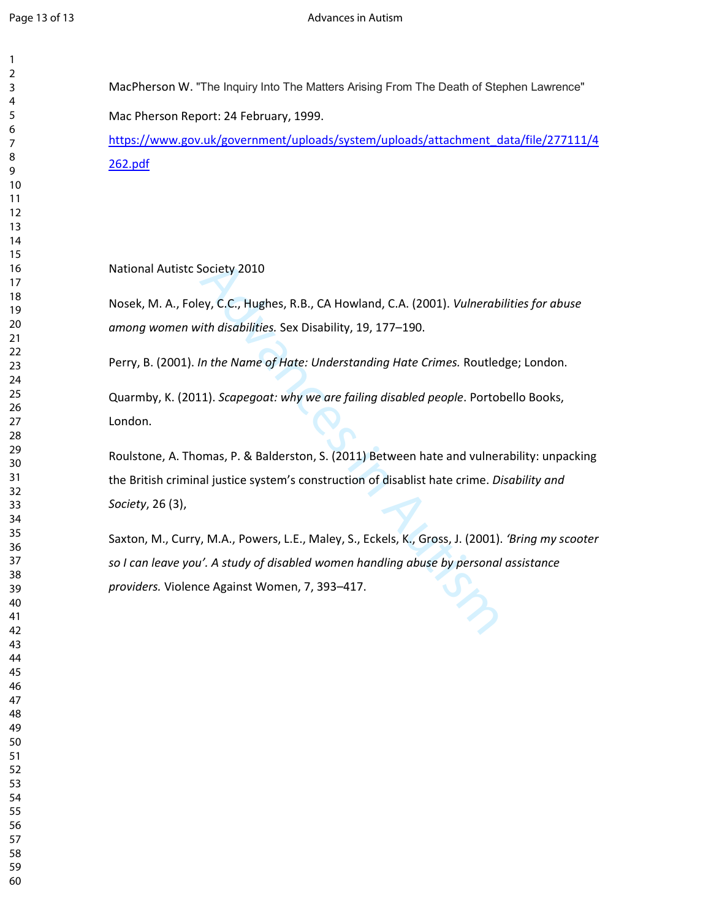MacPherson W. "The Inquiry Into The Matters Arising From The Death of Stephen Lawrence"

Mac Pherson Report: 24 February, 1999.

https://www.gov.uk/government/uploads/system/uploads/attachment_data/file/277111/4262.pdf

National Autistc Society 2010

Nosek, M. A., Foley, C.C., Hughes, R.B., CA Howland, C.A. (2001). *Vulnerabilities for abuse among women with disabilities.* Sex Disability, 19, 177–190.

Perry, B. (2001). *In the Name of Hate: Understanding Hate Crimes.* Routledge; London.

Quarmby, K. (2011). *Scapegoat: why we are failing disabled people*. Portobello Books, London.

Roulstone, A. Thomas, P. & Balderston, S. (2011) Between hate and vulnerability: unpacking the British criminal justice system's construction of disablist hate crime. *Disability and Society*, 26 (3),

Saxton, M., Curry, M.A., Powers, L.E., Maley, S., Eckels, K., Gross, J. (2001). *'Bring my scooter so I can leave you'. A study of disabled women handling abuse by personal assistance providers.* Violence Against Women, 7, 393–417.